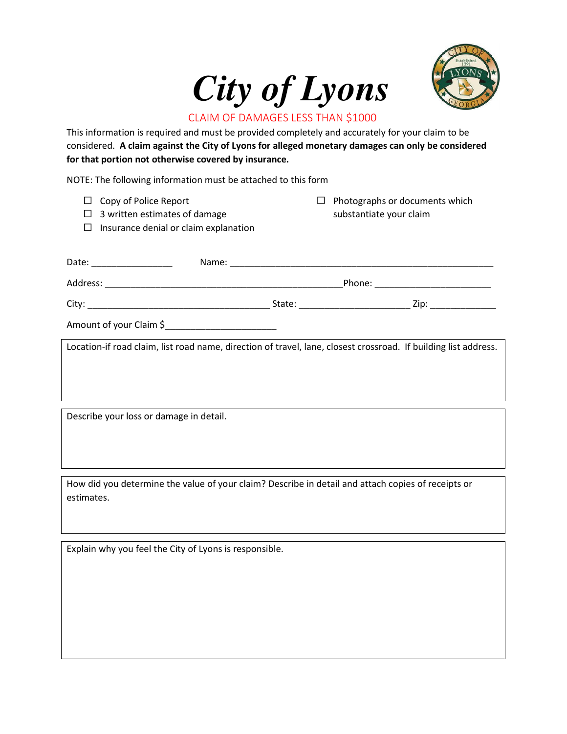# *City of Lyons*

CLAIM OF DAMAGES LESS THAN $1000

This information is required and must be provided completely and accurately for your claim to be considered. **A claim against the City of Lyons for alleged monetary damages can only be considered for that portion not otherwise covered by insurance.**

NOTE: The following information must be attached to this form

- ☐ Copy of Police Report
- ☐ 3 written estimates of damage
- ☐ Insurance denial or claim explanation
- ☐ Photographs or documents which substantiate your claim

Date: ________________ Name: ____________________________________________________

Address: _______________________________________________ Phone: _______________________

City: ____________________________________ State: ______________________ Zip: _____________

Amount of your Claim $______________________

Location-if road claim, list road name, direction of travel, lane, closest crossroad. If building list address.

Describe your loss or damage in detail.

How did you determine the value of your claim? Describe in detail and attach copies of receipts or estimates.

Explain why you feel the City of Lyons is responsible.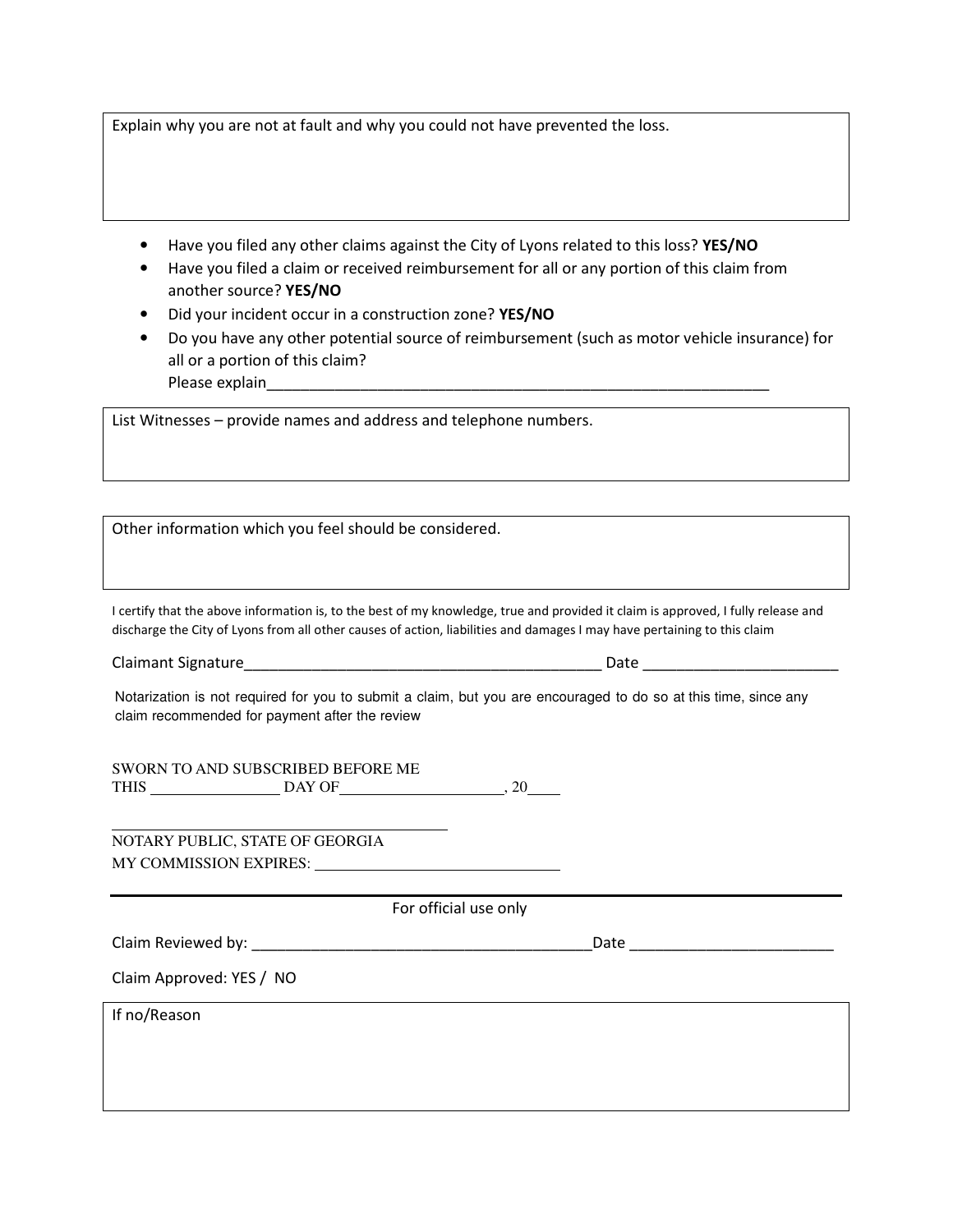Explain why you are not at fault and why you could not have prevented the loss.

- Have you filed any other claims against the City of Lyons related to this loss? **YES/NO**
- Have you filed a claim or received reimbursement for all or any portion of this claim from another source? **YES/NO**
- Did your incident occur in a construction zone? **YES/NO**
- Do you have any other potential source of reimbursement (such as motor vehicle insurance) for all or a portion of this claim?
  Please explain_______________________________________________________________

List Witnesses – provide names and address and telephone numbers.

Other information which you feel should be considered.

I certify that the above information is, to the best of my knowledge, true and provided it claim is approved, I fully release and discharge the City of Lyons from all other causes of action, liabilities and damages I may have pertaining to this claim

Claimant Signature___________________________________________ Date _______________________

Notarization is not required for you to submit a claim, but you are encouraged to do so at this time, since any claim recommended for payment after the review

SWORN TO AND SUBSCRIBED BEFORE ME
THIS ________________ DAY OF ____________________, 20____

_________________________________________
NOTARY PUBLIC, STATE OF GEORGIA
MY COMMISSION EXPIRES: ______________________________

---

For official use only

Claim Reviewed by: ________________________________________Date ________________________

Claim Approved: YES / NO

If no/Reason